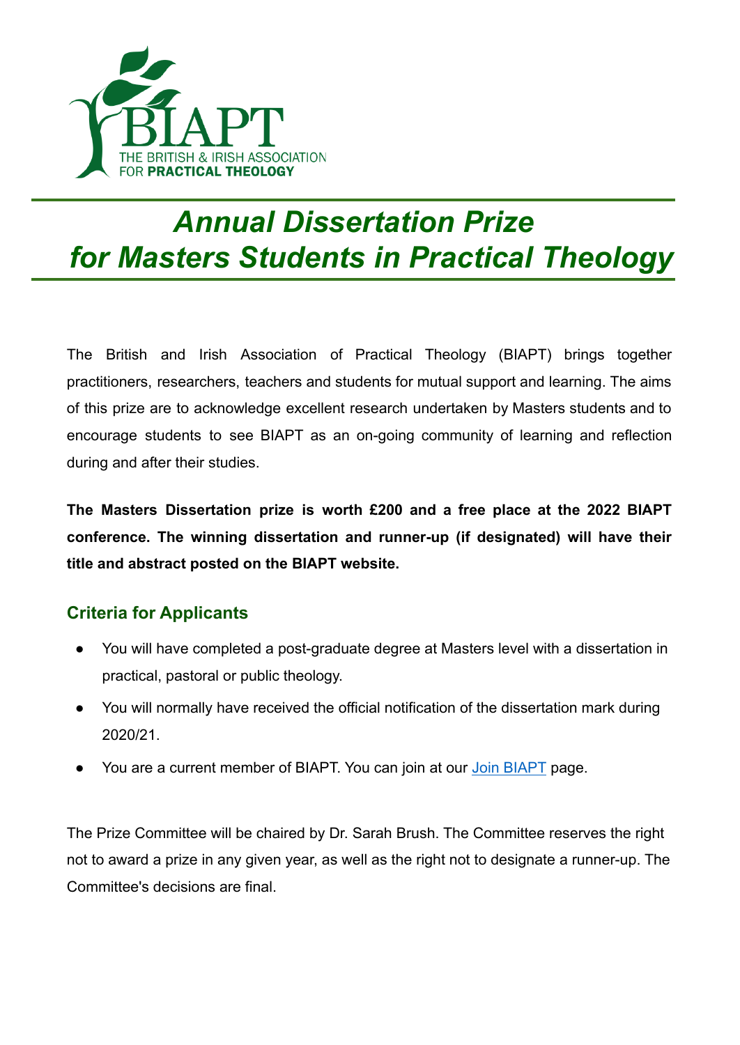# Annual Dissertation Prize for Masters Students in Practical Theology

The British and Irish Association of Practical Theology (BIAPT) brings together practitioners, researchers, teachers and students for mutual support and learning. The aims of this prize are to acknowledge excellent research undertaken by Masters students and to encourage students to see BIAPT as an on-going community of learning and reflection during and after their studies.

**The Masters Dissertation prize is worth £200 and a free place at the 2022 BIAPT conference. The winning dissertation and runner-up (if designated) will have their title and abstract posted on the BIAPT website.**

## Criteria for Applicants

- You will have completed a post-graduate degree at Masters level with a dissertation in practical, pastoral or public theology.
- You will normally have received the official notification of the dissertation mark during 2020/21.
- You are a current member of BIAPT. You can join at our Join BIAPT page.

The Prize Committee will be chaired by Dr. Sarah Brush. The Committee reserves the right not to award a prize in any given year, as well as the right not to designate a runner-up. The Committee's decisions are final.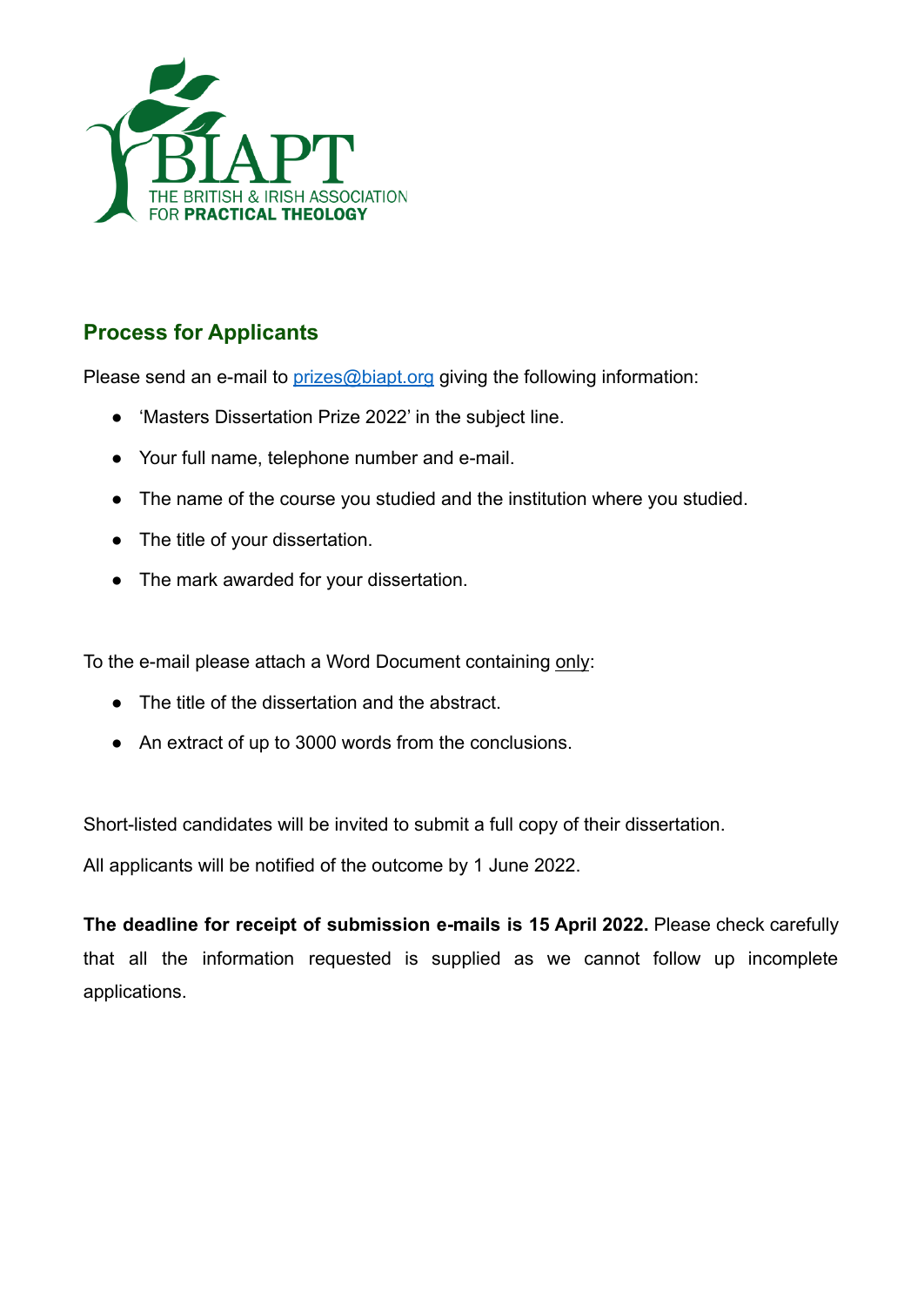## Process for Applicants

Please send an e-mail to prizes@biapt.org giving the following information:

- 'Masters Dissertation Prize 2022' in the subject line.
- Your full name, telephone number and e-mail.
- The name of the course you studied and the institution where you studied.
- The title of your dissertation.
- The mark awarded for your dissertation.

To the e-mail please attach a Word Document containing only:

- The title of the dissertation and the abstract.
- An extract of up to 3000 words from the conclusions.

Short-listed candidates will be invited to submit a full copy of their dissertation.

All applicants will be notified of the outcome by 1 June 2022.

**The deadline for receipt of submission e-mails is 15 April 2022.** Please check carefully that all the information requested is supplied as we cannot follow up incomplete applications.